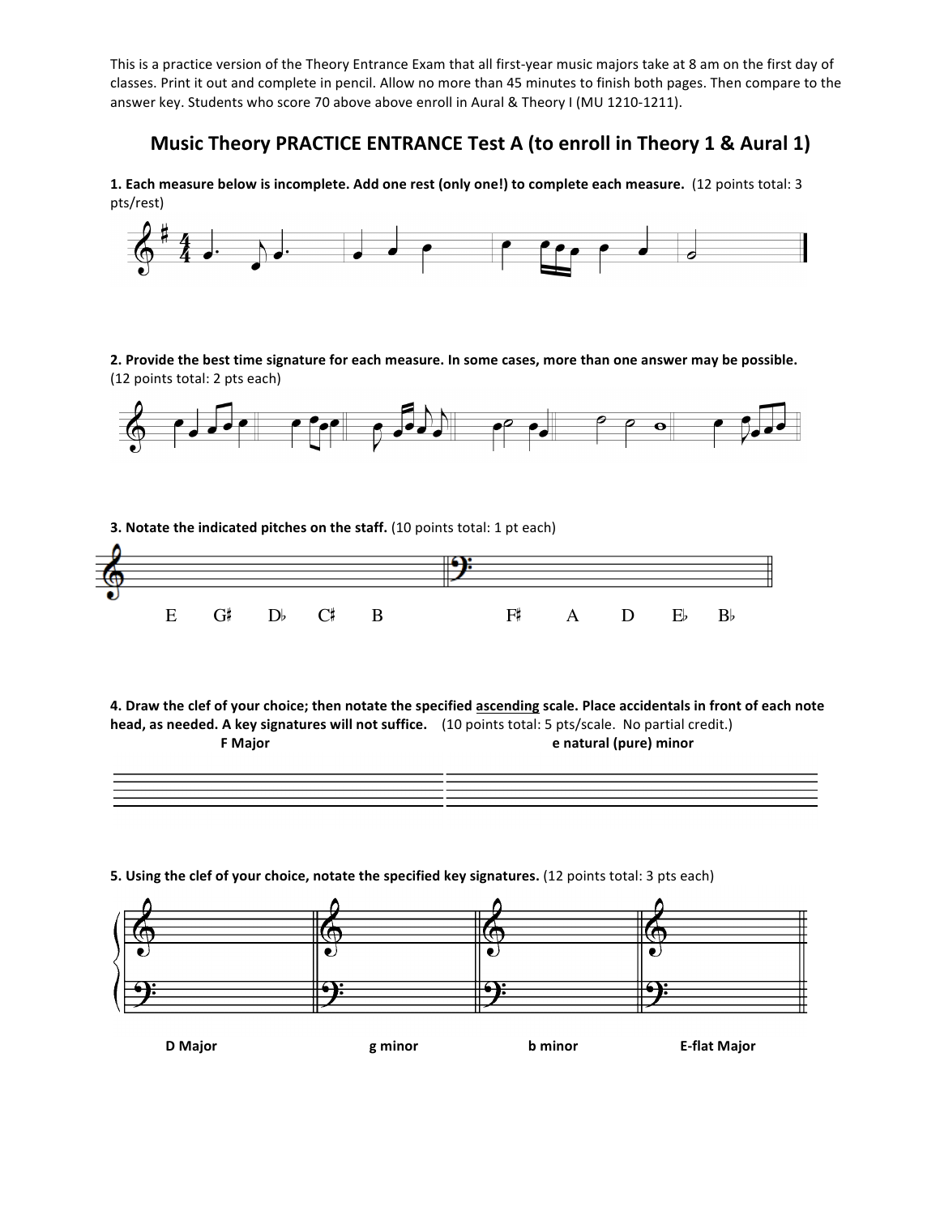This is a practice version of the Theory Entrance Exam that all first-year music majors take at 8 am on the first day of classes. Print it out and complete in pencil. Allow no more than 45 minutes to finish both pages. Then compare to the answer key. Students who score 70 above above enroll in Aural & Theory I (MU 1210-1211).

## Music Theory PRACTICE ENTRANCE Test A (to enroll in Theory 1 & Aural 1)

**1. Each measure below is incomplete. Add one rest (only one!) to complete each measure.** (12 points total: 3 pts/rest)

**2. Provide the best time signature for each measure. In some cases, more than one answer may be possible.** (12 points total: 2 pts each)

**3. Notate the indicated pitches on the staff.** (10 points total: 1 pt each)

E G♯ D♭ C♯ B F♯ A D E♭ B♭

**4. Draw the clef of your choice; then notate the specified ascending scale. Place accidentals in front of each note head, as needed. A key signatures will not suffice.** (10 points total: 5 pts/scale. No partial credit.)

**F Major** **e natural (pure) minor**

**5. Using the clef of your choice, notate the specified key signatures.** (12 points total: 3 pts each)

**D Major** **g minor** **b minor** **E-flat Major**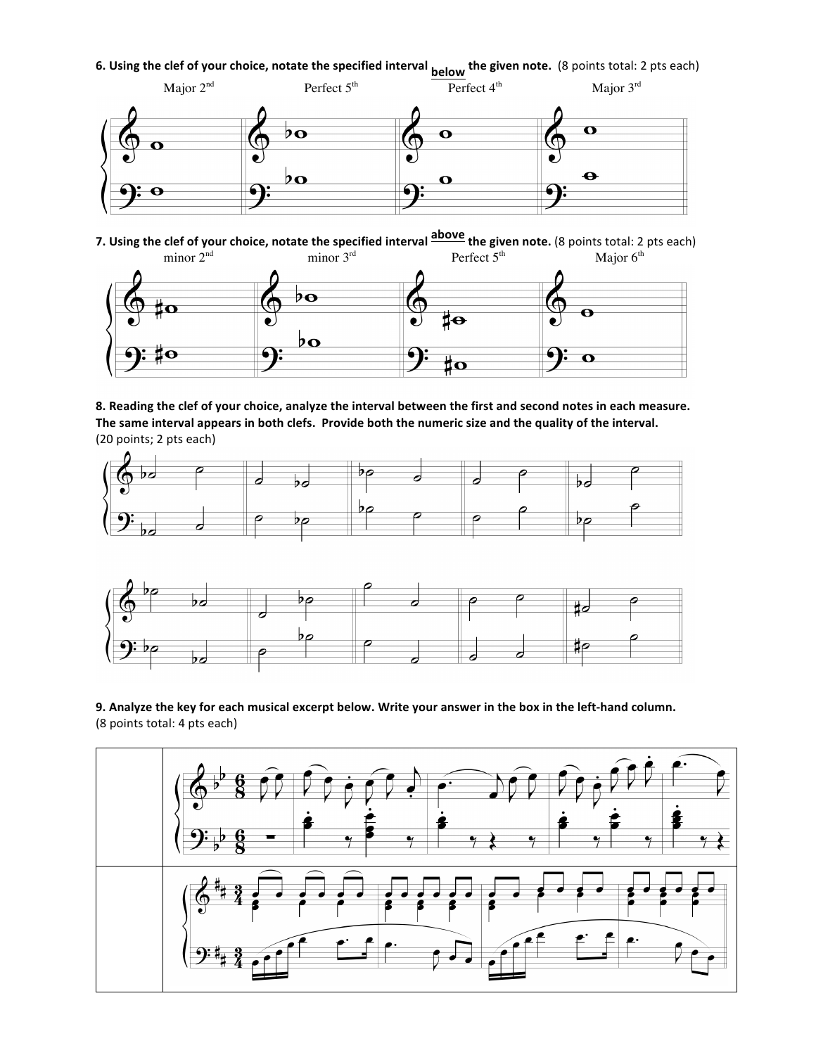**6. Using the clef of your choice, notate the specified interval below the given note.** (8 points total: 2 pts each)

Major 2nd Perfect 5th Perfect 4th Major 3rd

**7. Using the clef of your choice, notate the specified interval above the given note.** (8 points total: 2 pts each)

minor 2nd minor 3rd Perfect 5th Major 6th

**8. Reading the clef of your choice, analyze the interval between the first and second notes in each measure. The same interval appears in both clefs. Provide both the numeric size and the quality of the interval.**
(20 points; 2 pts each)

**9. Analyze the key for each musical excerpt below. Write your answer in the box in the left-hand column.**
(8 points total: 4 pts each)

| | |
|---|---|
| | |
| | |